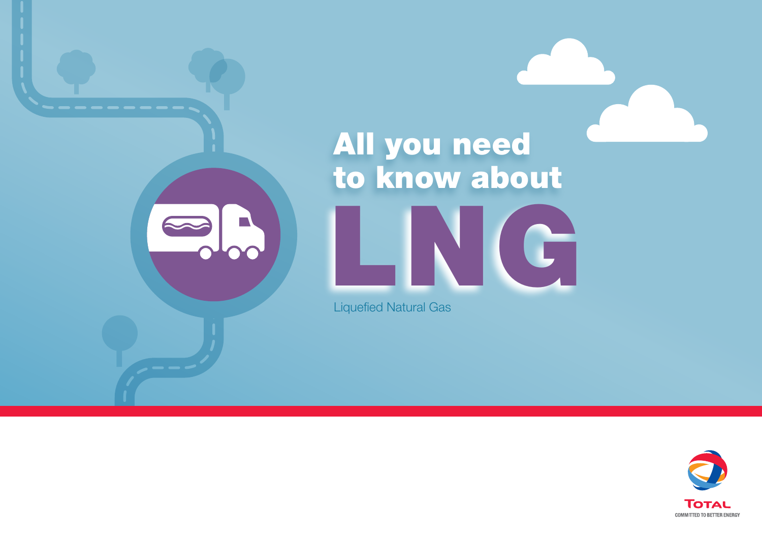# All you need to know about LNG

Liquefied Natural Gas

TOTAL

COMMITTED TO BETTER ENERGY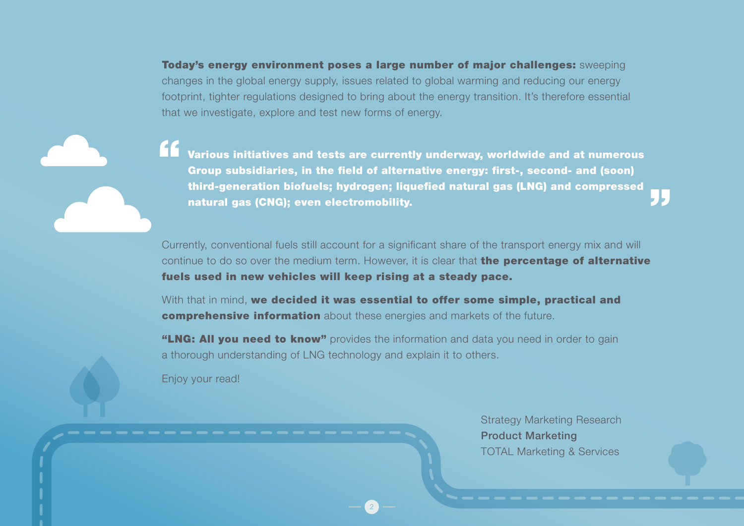**Today's energy environment poses a large number of major challenges:** sweeping changes in the global energy supply, issues related to global warming and reducing our energy footprint, tighter regulations designed to bring about the energy transition. It's therefore essential that we investigate, explore and test new forms of energy.

> **Various initiatives and tests are currently underway, worldwide and at numerous Group subsidiaries, in the field of alternative energy: first-, second- and (soon) third-generation biofuels; hydrogen; liquefied natural gas (LNG) and compressed natural gas (CNG); even electromobility.**

Currently, conventional fuels still account for a significant share of the transport energy mix and will continue to do so over the medium term. However, it is clear that **the percentage of alternative fuels used in new vehicles will keep rising at a steady pace.**

With that in mind, **we decided it was essential to offer some simple, practical and comprehensive information** about these energies and markets of the future.

**"LNG: All you need to know"** provides the information and data you need in order to gain a thorough understanding of LNG technology and explain it to others.

Enjoy your read!

Strategy Marketing Research
**Product Marketing**
TOTAL Marketing & Services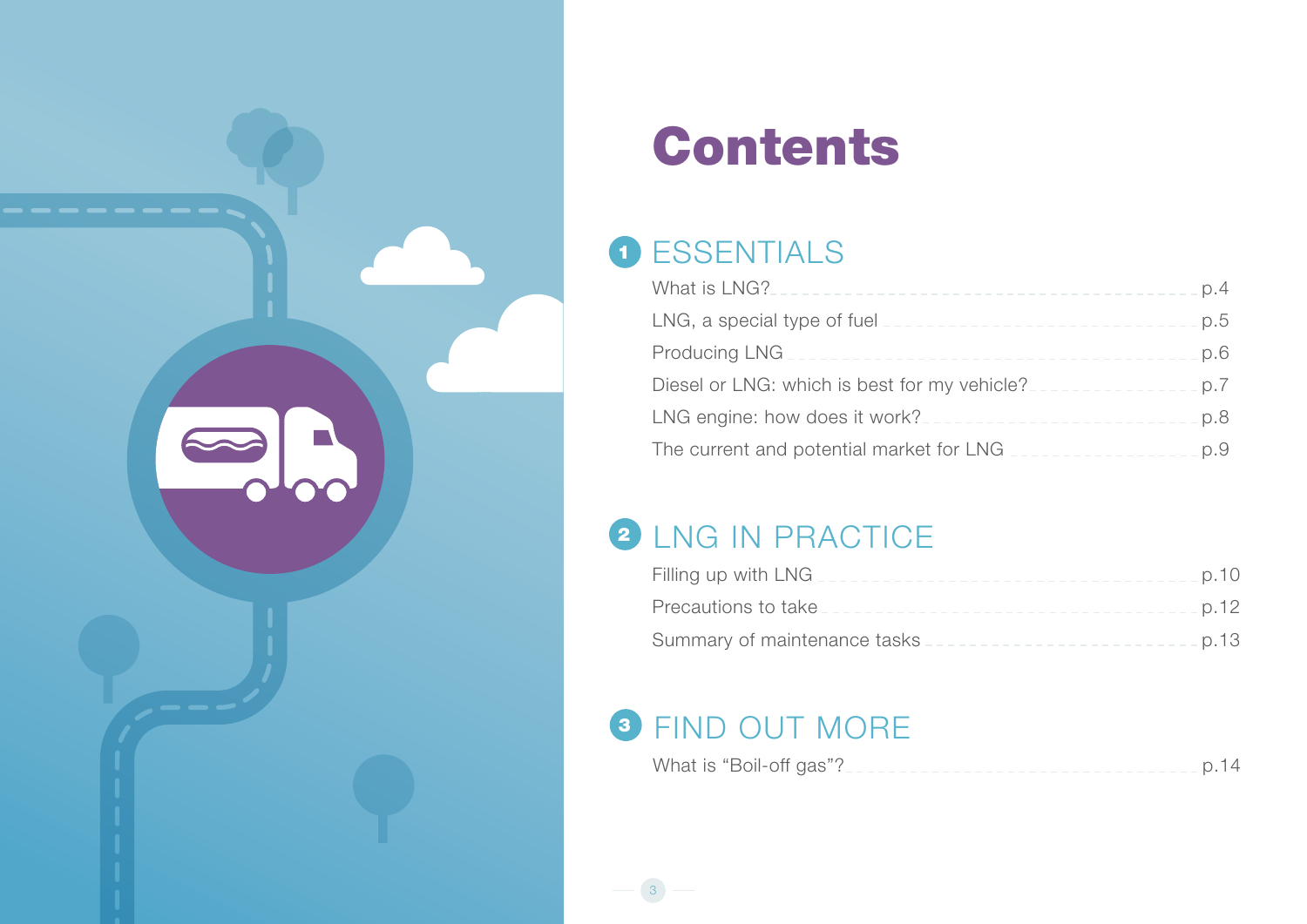# Contents

## 1 ESSENTIALS

- What is LNG? ........ p.4
- LNG, a special type of fuel ........ p.5
- Producing LNG ........ p.6
- Diesel or LNG: which is best for my vehicle? ........ p.7
- LNG engine: how does it work? ........ p.8
- The current and potential market for LNG ........ p.9

## 2 LNG IN PRACTICE

- Filling up with LNG ........ p.10
- Precautions to take ........ p.12
- Summary of maintenance tasks ........ p.13

## 3 FIND OUT MORE

- What is “Boil-off gas”? ........ p.14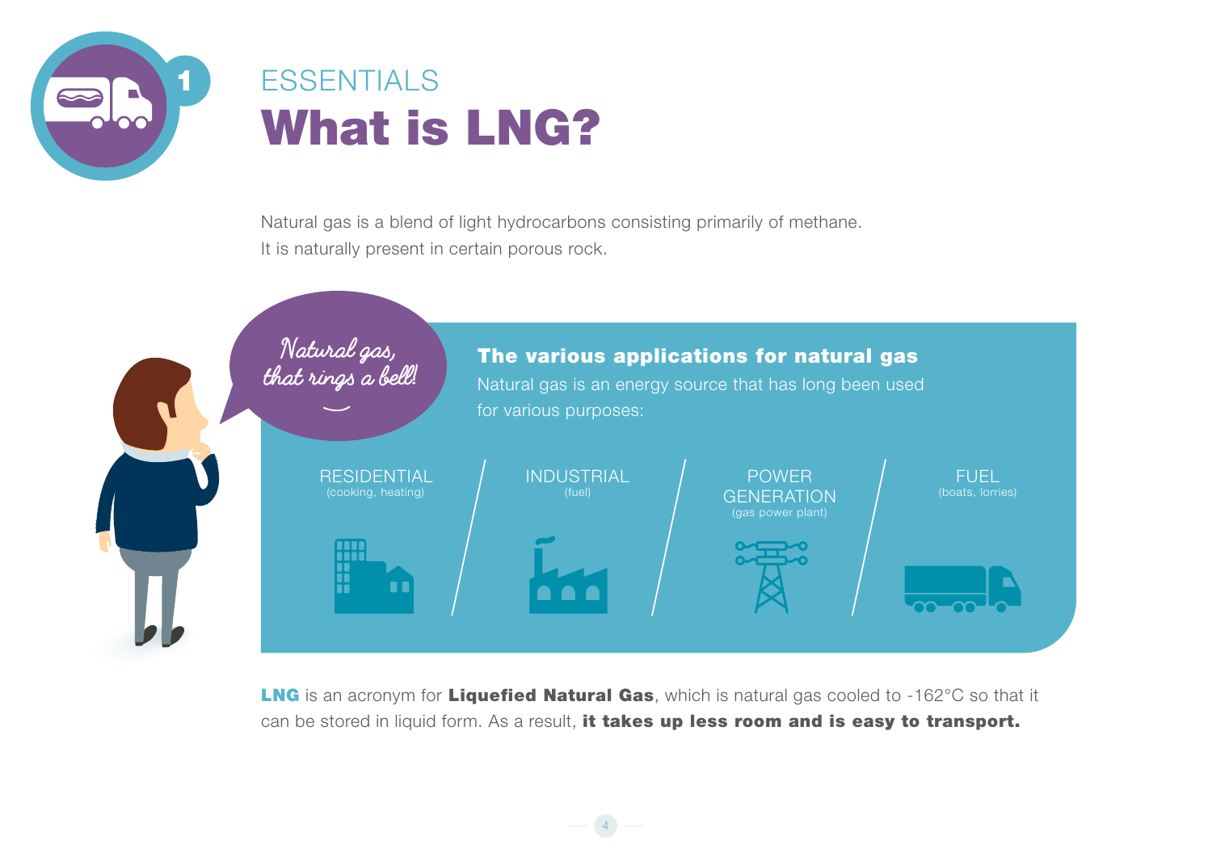ESSENTIALS

# What is LNG?

Natural gas is a blend of light hydrocarbons consisting primarily of methane.
It is naturally present in certain porous rock.

*Natural gas, that rings a bell!*

### The various applications for natural gas

Natural gas is an energy source that has long been used for various purposes:

- RESIDENTIAL (cooking, heating)
- INDUSTRIAL (fuel)
- POWER GENERATION (gas power plant)
- FUEL (boats, lorries)

**LNG** is an acronym for **Liquefied Natural Gas**, which is natural gas cooled to -162°C so that it can be stored in liquid form. As a result, **it takes up less room and is easy to transport.**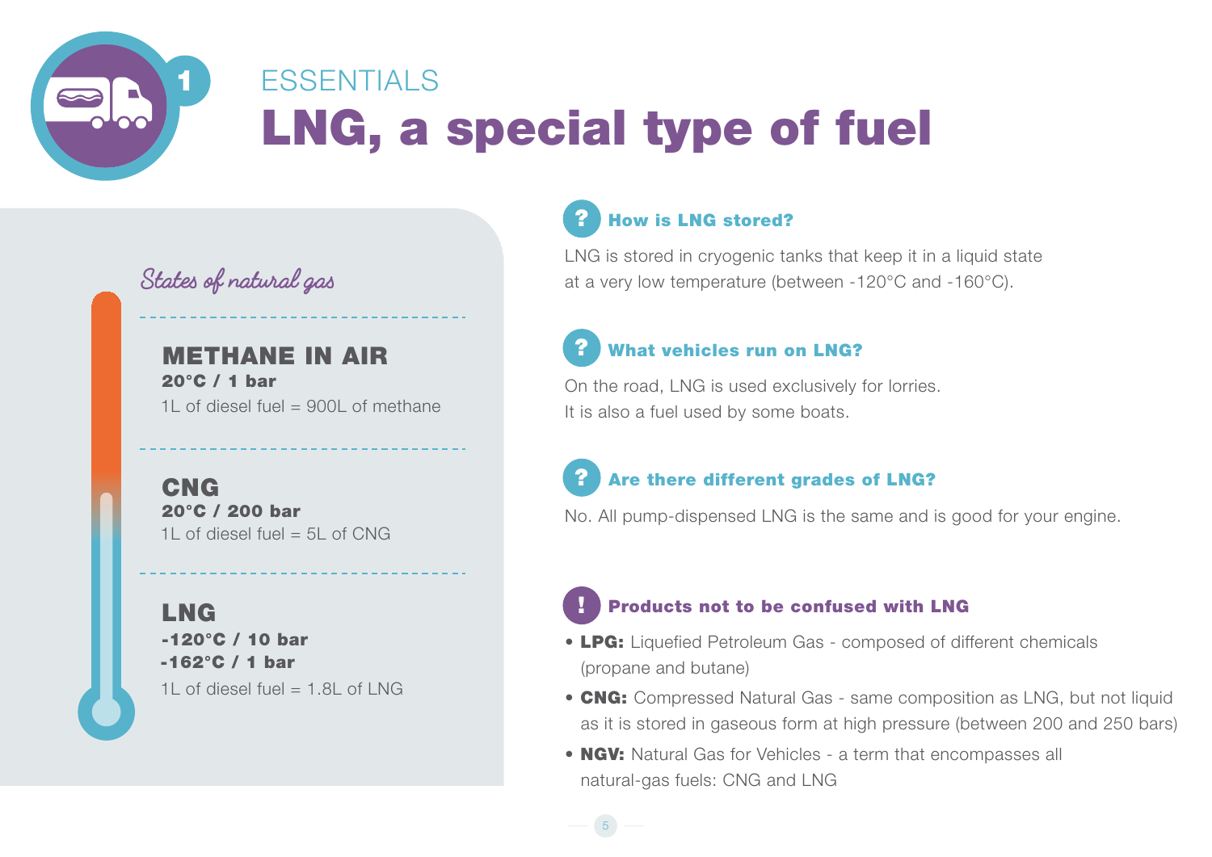ESSENTIALS

# LNG, a special type of fuel

## *States of natural gas*

### METHANE IN AIR

**20°C / 1 bar**

1L of diesel fuel = 900L of methane

### CNG

**20°C / 200 bar**

1L of diesel fuel = 5L of CNG

### LNG

**-120°C / 10 bar**
**-162°C / 1 bar**

1L of diesel fuel = 1.8L of LNG

### How is LNG stored?

LNG is stored in cryogenic tanks that keep it in a liquid state at a very low temperature (between -120°C and -160°C).

### What vehicles run on LNG?

On the road, LNG is used exclusively for lorries.
It is also a fuel used by some boats.

### Are there different grades of LNG?

No. All pump-dispensed LNG is the same and is good for your engine.

### Products not to be confused with LNG

- **LPG:** Liquefied Petroleum Gas - composed of different chemicals (propane and butane)
- **CNG:** Compressed Natural Gas - same composition as LNG, but not liquid as it is stored in gaseous form at high pressure (between 200 and 250 bars)
- **NGV:** Natural Gas for Vehicles - a term that encompasses all natural-gas fuels: CNG and LNG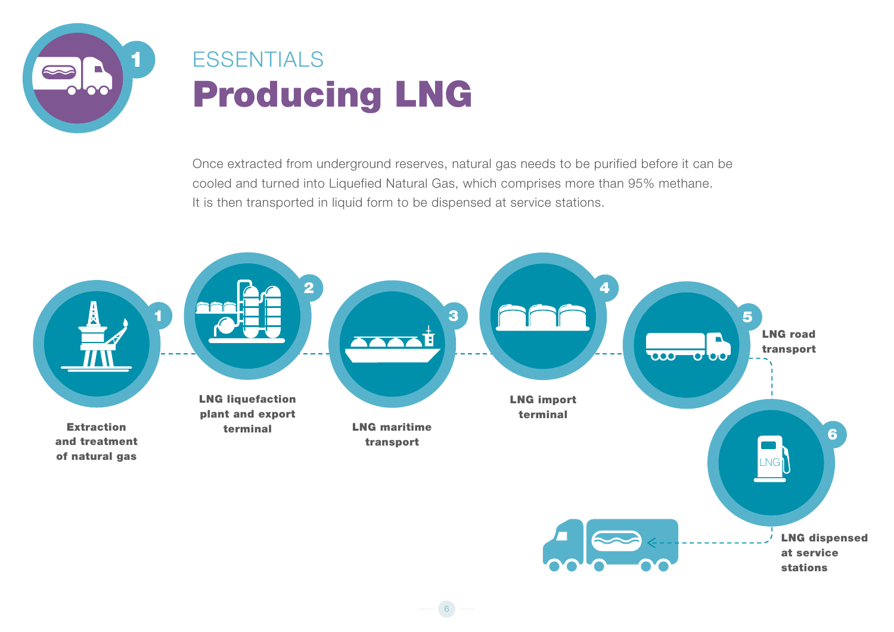## ESSENTIALS

# Producing LNG

Once extracted from underground reserves, natural gas needs to be purified before it can be cooled and turned into Liquefied Natural Gas, which comprises more than 95% methane. It is then transported in liquid form to be dispensed at service stations.

1. **Extraction and treatment of natural gas**
2. **LNG liquefaction plant and export terminal**
3. **LNG maritime transport**
4. **LNG import terminal**
5. **LNG road transport**
6. **LNG dispensed at service stations**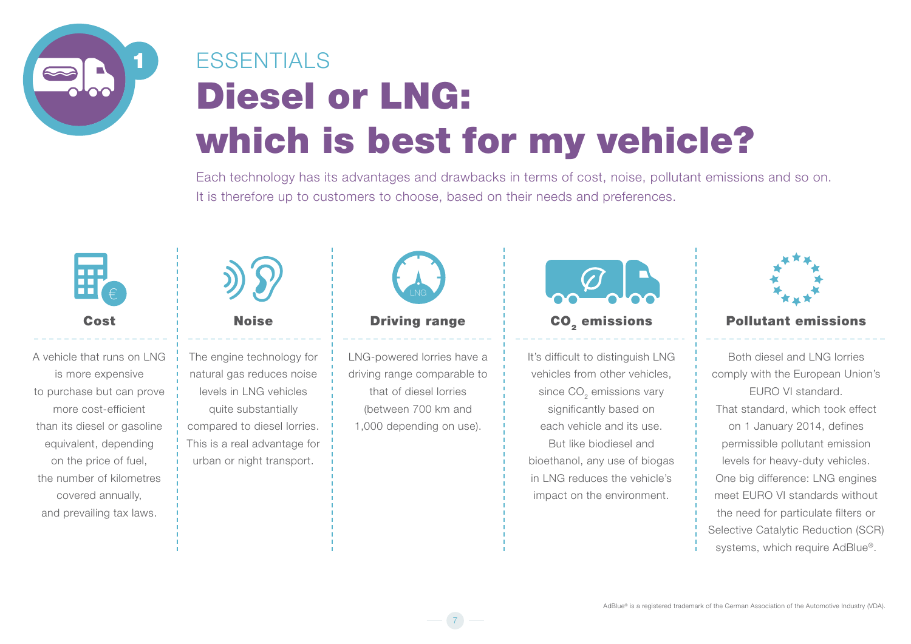ESSENTIALS

# Diesel or LNG: which is best for my vehicle?

Each technology has its advantages and drawbacks in terms of cost, noise, pollutant emissions and so on. It is therefore up to customers to choose, based on their needs and preferences.

### Cost

A vehicle that runs on LNG is more expensive to purchase but can prove more cost-efficient than its diesel or gasoline equivalent, depending on the price of fuel, the number of kilometres covered annually, and prevailing tax laws.

### Noise

The engine technology for natural gas reduces noise levels in LNG vehicles quite substantially compared to diesel lorries. This is a real advantage for urban or night transport.

### Driving range

LNG-powered lorries have a driving range comparable to that of diesel lorries (between 700 km and 1,000 depending on use).

### $CO_2$ emissions

It's difficult to distinguish LNG vehicles from other vehicles, since $CO_2$ emissions vary significantly based on each vehicle and its use. But like biodiesel and bioethanol, any use of biogas in LNG reduces the vehicle's impact on the environment.

### Pollutant emissions

Both diesel and LNG lorries comply with the European Union's EURO VI standard. That standard, which took effect on 1 January 2014, defines permissible pollutant emission levels for heavy-duty vehicles. One big difference: LNG engines meet EURO VI standards without the need for particulate filters or Selective Catalytic Reduction (SCR) systems, which require AdBlue®.

AdBlue® is a registered trademark of the German Association of the Automotive Industry (VDA).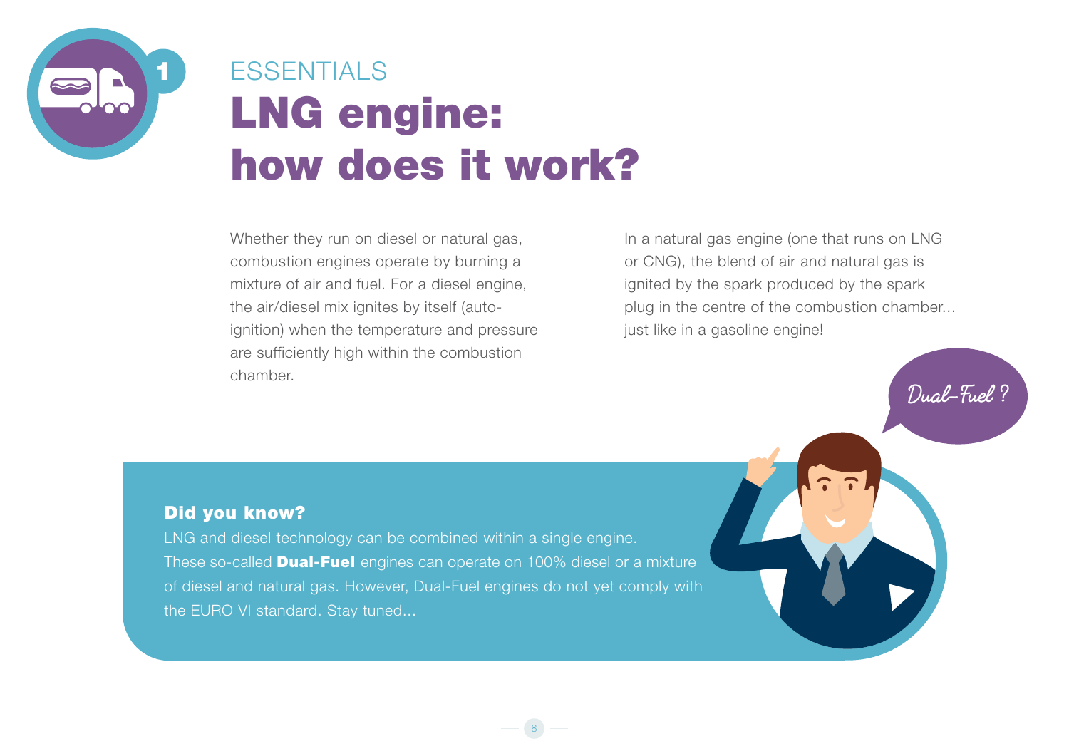ESSENTIALS

# LNG engine: how does it work?

Whether they run on diesel or natural gas, combustion engines operate by burning a mixture of air and fuel. For a diesel engine, the air/diesel mix ignites by itself (auto-ignition) when the temperature and pressure are sufficiently high within the combustion chamber.

In a natural gas engine (one that runs on LNG or CNG), the blend of air and natural gas is ignited by the spark produced by the spark plug in the centre of the combustion chamber... just like in a gasoline engine!

Dual-Fuel ?

### Did you know?

LNG and diesel technology can be combined within a single engine. These so-called **Dual-Fuel** engines can operate on 100% diesel or a mixture of diesel and natural gas. However, Dual-Fuel engines do not yet comply with the EURO VI standard. Stay tuned...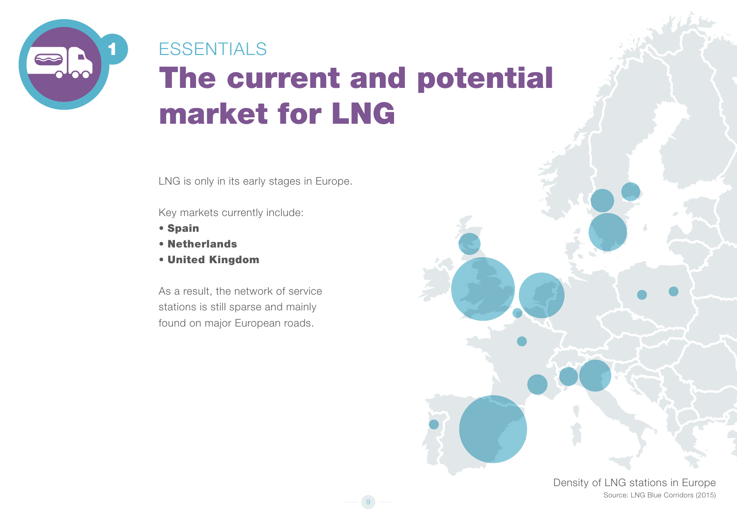ESSENTIALS

# The current and potential market for LNG

LNG is only in its early stages in Europe.

Key markets currently include:

- **Spain**
- **Netherlands**
- **United Kingdom**

As a result, the network of service stations is still sparse and mainly found on major European roads.

Density of LNG stations in Europe
Source: LNG Blue Corridors (2015)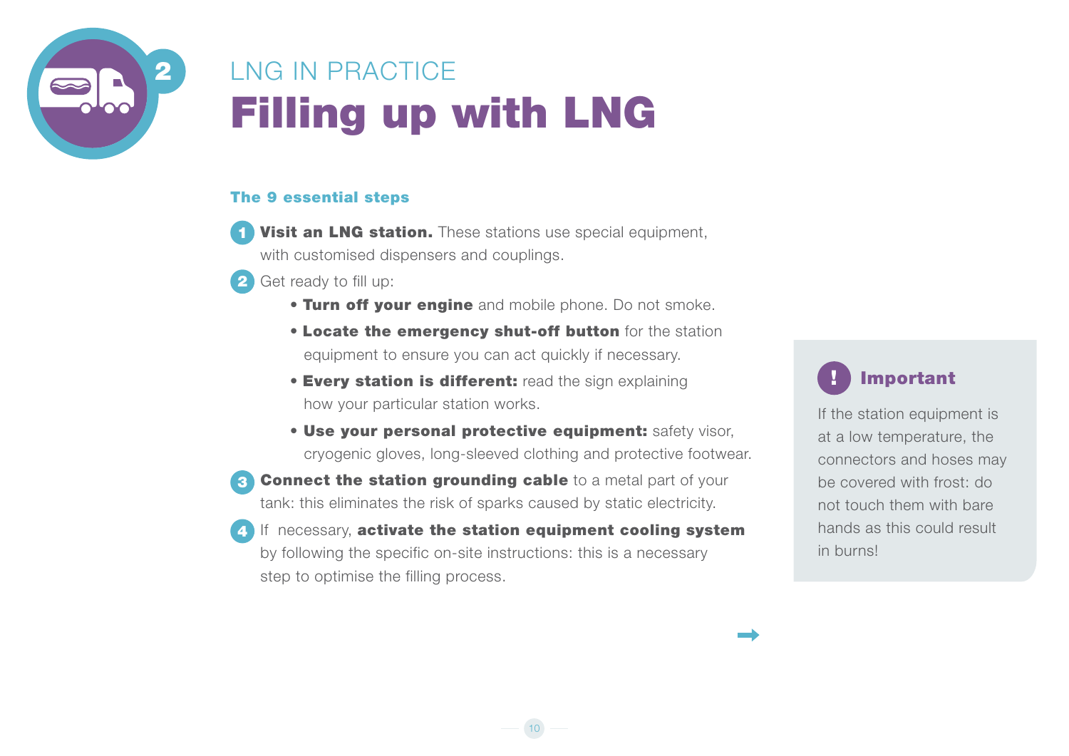LNG IN PRACTICE

# Filling up with LNG

### The 9 essential steps

1. **Visit an LNG station.** These stations use special equipment, with customised dispensers and couplings.
2. Get ready to fill up:
    - **Turn off your engine** and mobile phone. Do not smoke.
    - **Locate the emergency shut-off button** for the station equipment to ensure you can act quickly if necessary.
    - **Every station is different:** read the sign explaining how your particular station works.
    - **Use your personal protective equipment:** safety visor, cryogenic gloves, long-sleeved clothing and protective footwear.
3. **Connect the station grounding cable** to a metal part of your tank: this eliminates the risk of sparks caused by static electricity.
4. If necessary, **activate the station equipment cooling system** by following the specific on-site instructions: this is a necessary step to optimise the filling process.

**! Important**

If the station equipment is at a low temperature, the connectors and hoses may be covered with frost: do not touch them with bare hands as this could result in burns!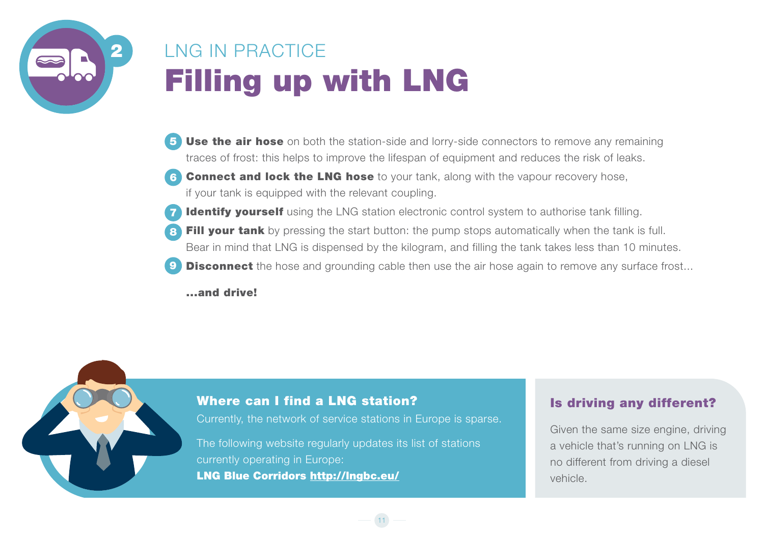LNG IN PRACTICE

# Filling up with LNG

5. **Use the air hose** on both the station-side and lorry-side connectors to remove any remaining traces of frost: this helps to improve the lifespan of equipment and reduces the risk of leaks.
6. **Connect and lock the LNG hose** to your tank, along with the vapour recovery hose, if your tank is equipped with the relevant coupling.
7. **Identify yourself** using the LNG station electronic control system to authorise tank filling.
8. **Fill your tank** by pressing the start button: the pump stops automatically when the tank is full. Bear in mind that LNG is dispensed by the kilogram, and filling the tank takes less than 10 minutes.
9. **Disconnect** the hose and grounding cable then use the air hose again to remove any surface frost...

**...and drive!**

### Where can I find a LNG station?

Currently, the network of service stations in Europe is sparse.

The following website regularly updates its list of stations currently operating in Europe:
**LNG Blue Corridors http://lngbc.eu/**

### Is driving any different?

Given the same size engine, driving a vehicle that's running on LNG is no different from driving a diesel vehicle.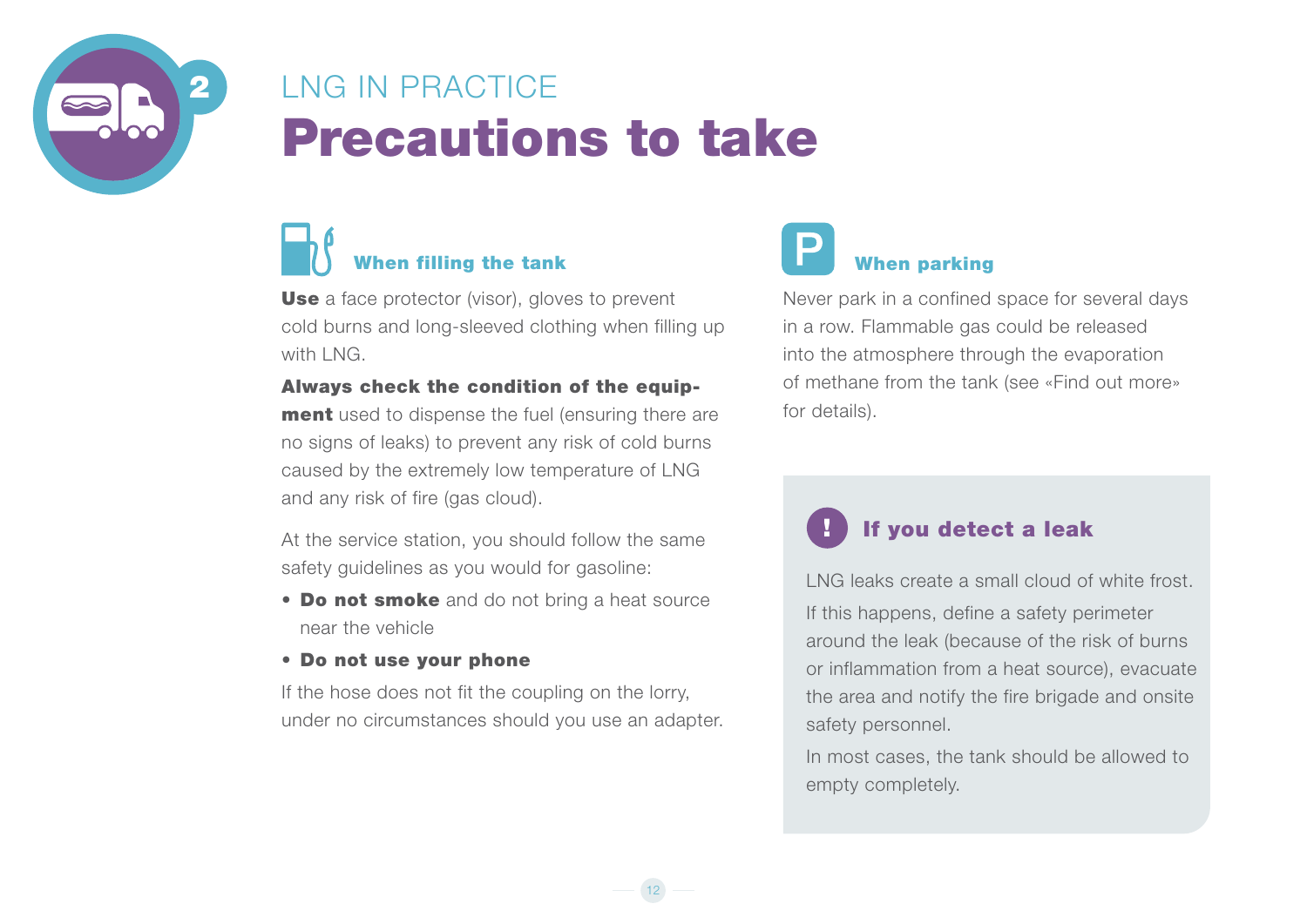LNG IN PRACTICE

# Precautions to take

### When filling the tank

**Use** a face protector (visor), gloves to prevent cold burns and long-sleeved clothing when filling up with LNG.

**Always check the condition of the equipment** used to dispense the fuel (ensuring there are no signs of leaks) to prevent any risk of cold burns caused by the extremely low temperature of LNG and any risk of fire (gas cloud).

At the service station, you should follow the same safety guidelines as you would for gasoline:

- **Do not smoke** and do not bring a heat source near the vehicle
- **Do not use your phone**

If the hose does not fit the coupling on the lorry, under no circumstances should you use an adapter.

### When parking

Never park in a confined space for several days in a row. Flammable gas could be released into the atmosphere through the evaporation of methane from the tank (see «Find out more» for details).

### If you detect a leak

LNG leaks create a small cloud of white frost.

If this happens, define a safety perimeter around the leak (because of the risk of burns or inflammation from a heat source), evacuate the area and notify the fire brigade and onsite safety personnel.

In most cases, the tank should be allowed to empty completely.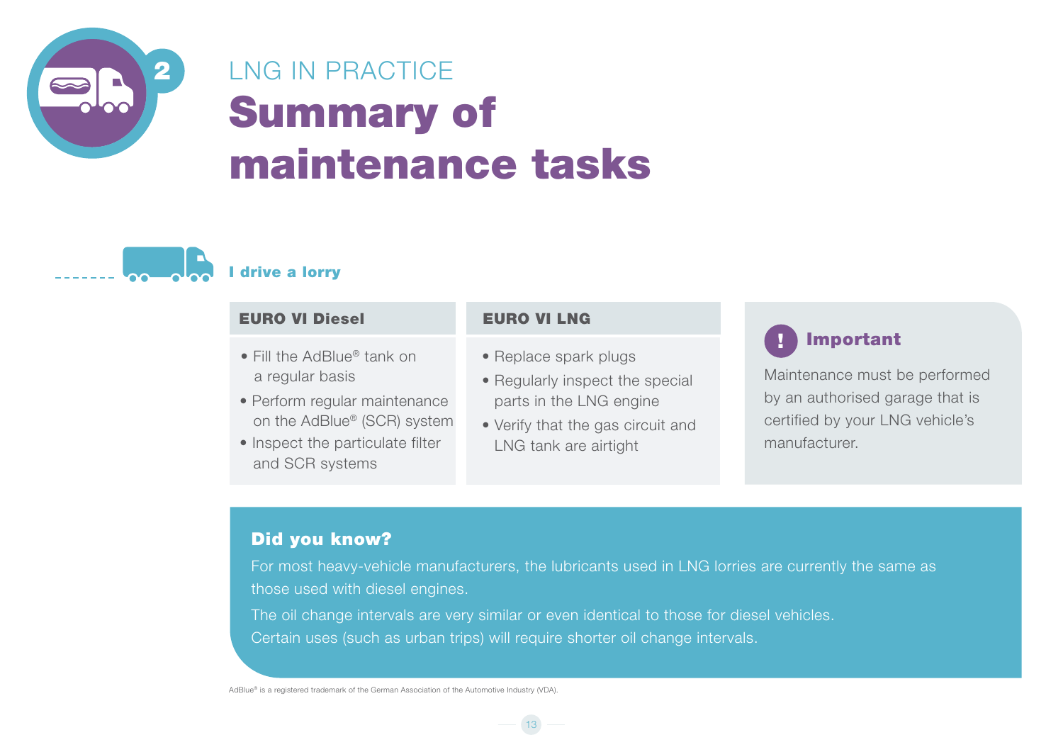LNG IN PRACTICE

# Summary of maintenance tasks

### I drive a lorry

| EURO VI Diesel | EURO VI LNG |
| --- | --- |
| • Fill the AdBlue® tank on a regular basis<br>• Perform regular maintenance on the AdBlue® (SCR) system<br>• Inspect the particulate filter and SCR systems | • Replace spark plugs<br>• Regularly inspect the special parts in the LNG engine<br>• Verify that the gas circuit and LNG tank are airtight |

**! Important**

Maintenance must be performed by an authorised garage that is certified by your LNG vehicle's manufacturer.

**Did you know?**

For most heavy-vehicle manufacturers, the lubricants used in LNG lorries are currently the same as those used with diesel engines.

The oil change intervals are very similar or even identical to those for diesel vehicles. Certain uses (such as urban trips) will require shorter oil change intervals.

AdBlue® is a registered trademark of the German Association of the Automotive Industry (VDA).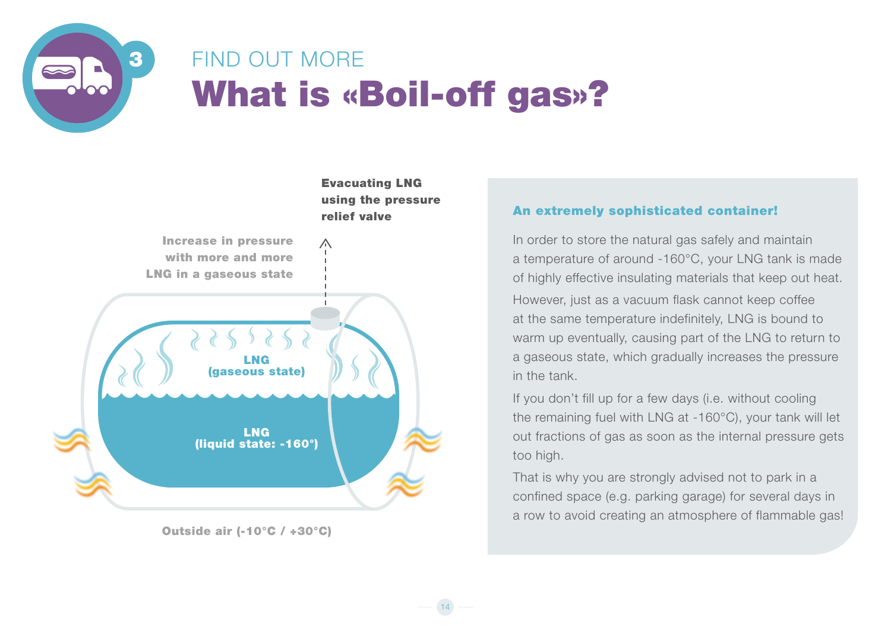FIND OUT MORE

# What is «Boil-off gas»?

**Evacuating LNG using the pressure relief valve**

**Increase in pressure with more and more LNG in a gaseous state**

**LNG (gaseous state)**

**LNG (liquid state: -160°)**

**Outside air (-10°C / +30°C)**

### An extremely sophisticated container!

In order to store the natural gas safely and maintain a temperature of around -160°C, your LNG tank is made of highly effective insulating materials that keep out heat.

However, just as a vacuum flask cannot keep coffee at the same temperature indefinitely, LNG is bound to warm up eventually, causing part of the LNG to return to a gaseous state, which gradually increases the pressure in the tank.

If you don't fill up for a few days (i.e. without cooling the remaining fuel with LNG at -160°C), your tank will let out fractions of gas as soon as the internal pressure gets too high.

That is why you are strongly advised not to park in a confined space (e.g. parking garage) for several days in a row to avoid creating an atmosphere of flammable gas!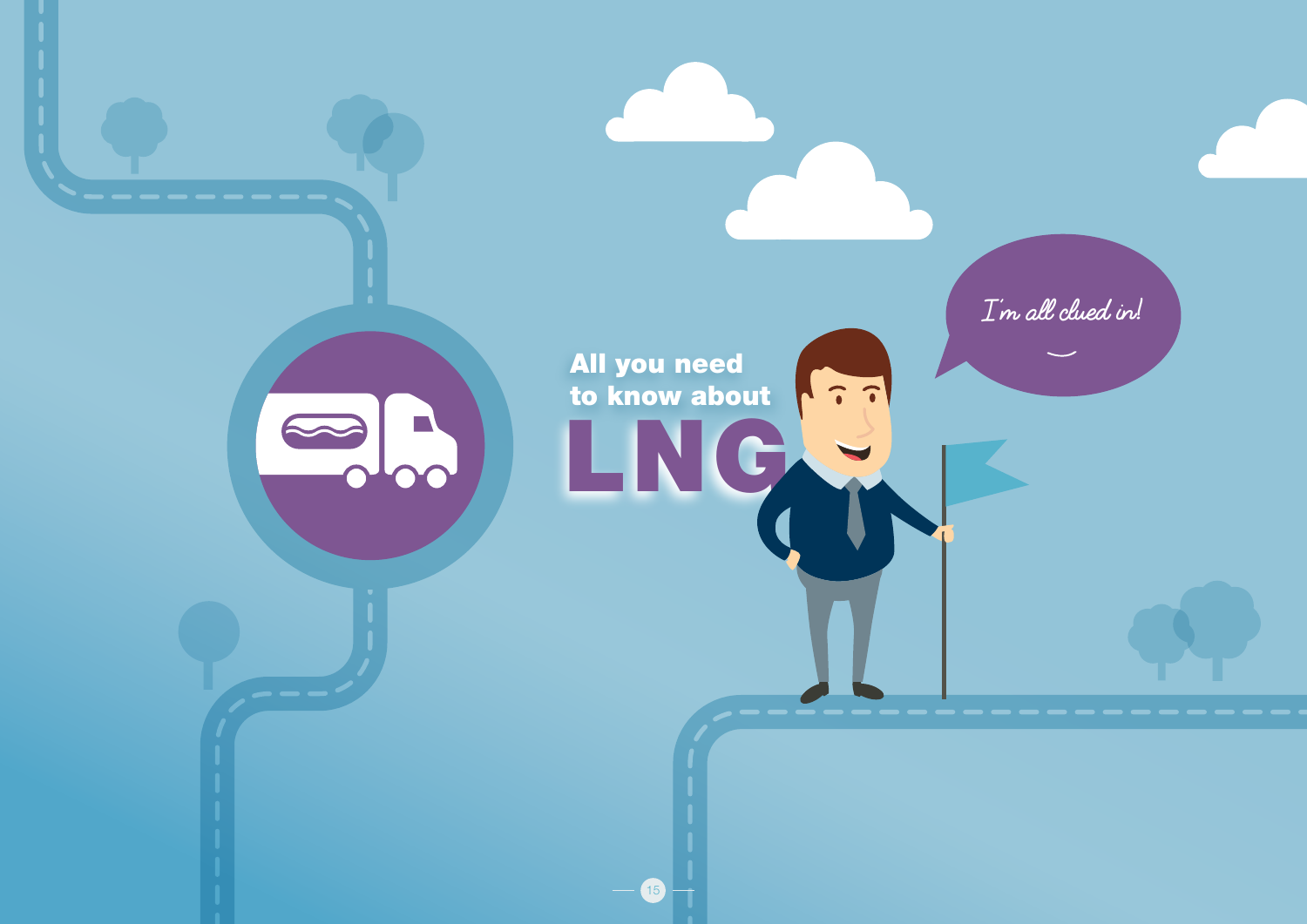# All you need to know about LNG

I'm all clued in!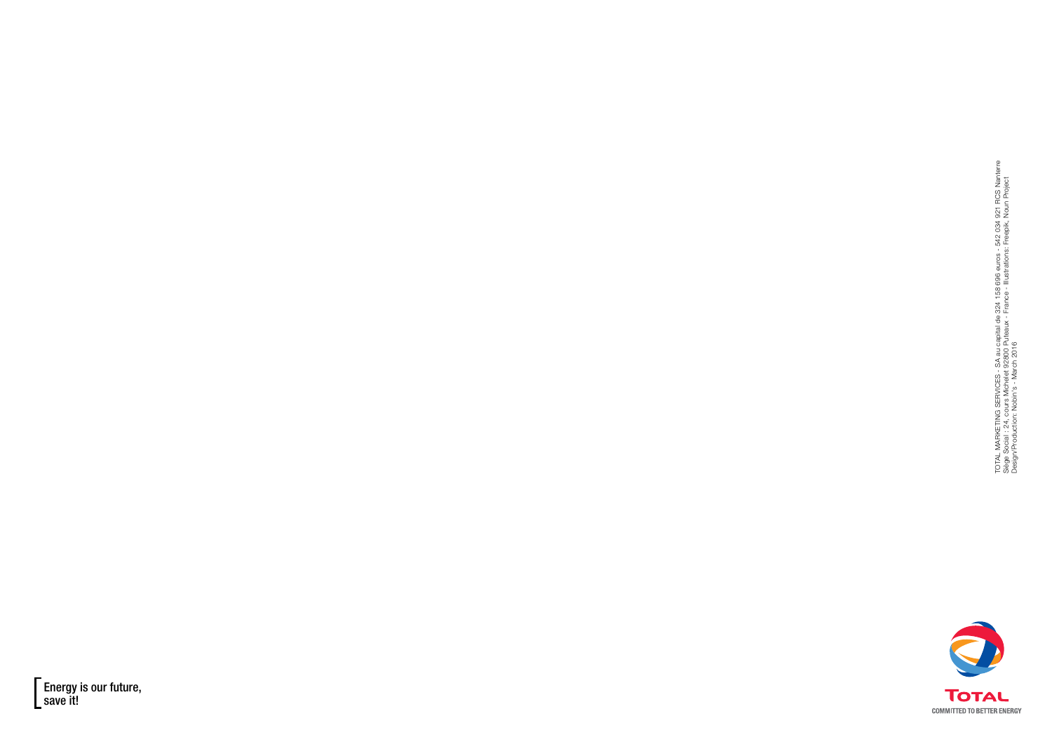TOTAL MARKETING SERVICES - SA au capital de 324 158 696 euros - 542 034 921 RCS Nanterre
Siège Social : 24, cours Michelet 92800 Puteaux - France - Illustrations: Freepik, Noun Project
Design/Production: Nobin's - March 2016

Energy is our future,
save it!

TOTAL
COMMITTED TO BETTER ENERGY